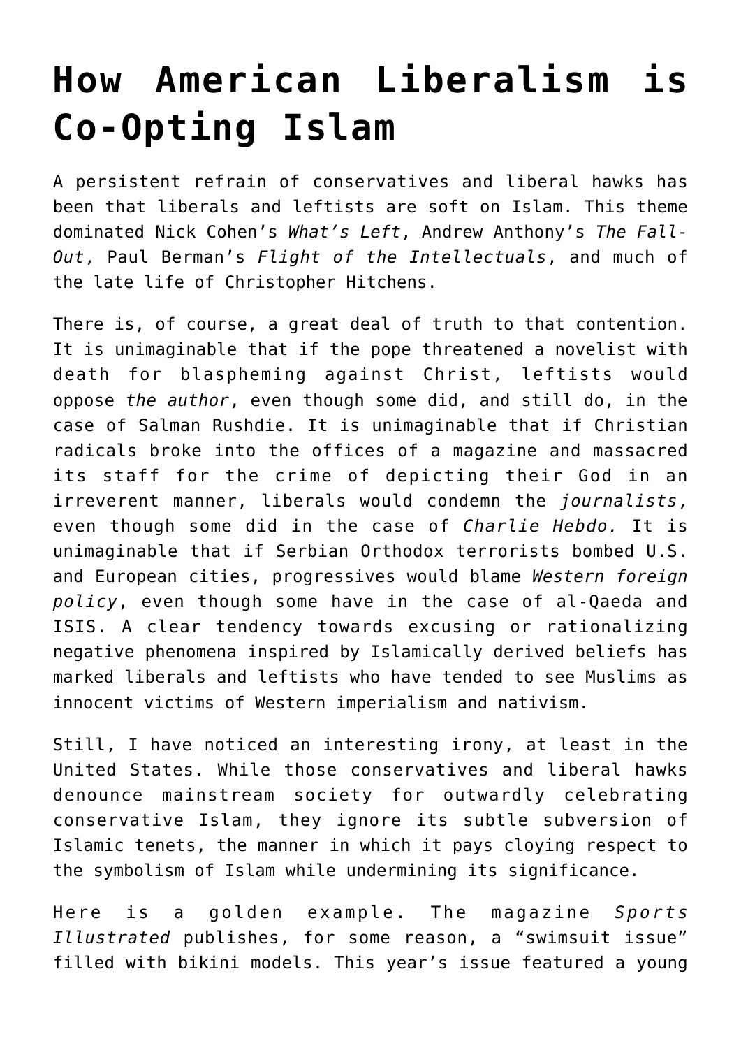# How American Liberalism is Co-Opting Islam

A persistent refrain of conservatives and liberal hawks has been that liberals and leftists are soft on Islam. This theme dominated Nick Cohen's *What's Left*, Andrew Anthony's *The Fall-Out*, Paul Berman's *Flight of the Intellectuals*, and much of the late life of Christopher Hitchens.

There is, of course, a great deal of truth to that contention. It is unimaginable that if the pope threatened a novelist with death for blaspheming against Christ, leftists would oppose *the author*, even though some did, and still do, in the case of Salman Rushdie. It is unimaginable that if Christian radicals broke into the offices of a magazine and massacred its staff for the crime of depicting their God in an irreverent manner, liberals would condemn the *journalists*, even though some did in the case of *Charlie Hebdo.* It is unimaginable that if Serbian Orthodox terrorists bombed U.S. and European cities, progressives would blame *Western foreign policy*, even though some have in the case of al-Qaeda and ISIS. A clear tendency towards excusing or rationalizing negative phenomena inspired by Islamically derived beliefs has marked liberals and leftists who have tended to see Muslims as innocent victims of Western imperialism and nativism.

Still, I have noticed an interesting irony, at least in the United States. While those conservatives and liberal hawks denounce mainstream society for outwardly celebrating conservative Islam, they ignore its subtle subversion of Islamic tenets, the manner in which it pays cloying respect to the symbolism of Islam while undermining its significance.

Here is a golden example. The magazine *Sports Illustrated* publishes, for some reason, a "swimsuit issue" filled with bikini models. This year's issue featured a young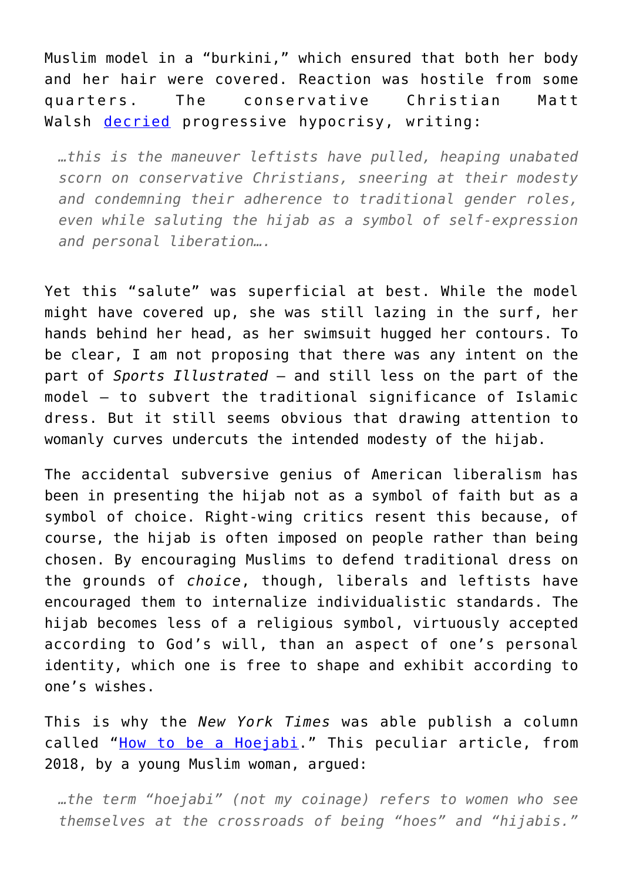Muslim model in a "burkini," which ensured that both her body and her hair were covered. Reaction was hostile from some quarters. The conservative Christian Matt Walsh [decried](#) progressive hypocrisy, writing:

> *…this is the maneuver leftists have pulled, heaping unabated scorn on conservative Christians, sneering at their modesty and condemning their adherence to traditional gender roles, even while saluting the hijab as a symbol of self-expression and personal liberation….*

Yet this "salute" was superficial at best. While the model might have covered up, she was still lazing in the surf, her hands behind her head, as her swimsuit hugged her contours. To be clear, I am not proposing that there was any intent on the part of *Sports Illustrated* – and still less on the part of the model – to subvert the traditional significance of Islamic dress. But it still seems obvious that drawing attention to womanly curves undercuts the intended modesty of the hijab.

The accidental subversive genius of American liberalism has been in presenting the hijab not as a symbol of faith but as a symbol of choice. Right-wing critics resent this because, of course, the hijab is often imposed on people rather than being chosen. By encouraging Muslims to defend traditional dress on the grounds of *choice*, though, liberals and leftists have encouraged them to internalize individualistic standards. The hijab becomes less of a religious symbol, virtuously accepted according to God's will, than an aspect of one's personal identity, which one is free to shape and exhibit according to one's wishes.

This is why the *New York Times* was able publish a column called "[How to be a Hoejabi](#)." This peculiar article, from 2018, by a young Muslim woman, argued:

> *…the term "hoejabi" (not my coinage) refers to women who see themselves at the crossroads of being "hoes" and "hijabis."*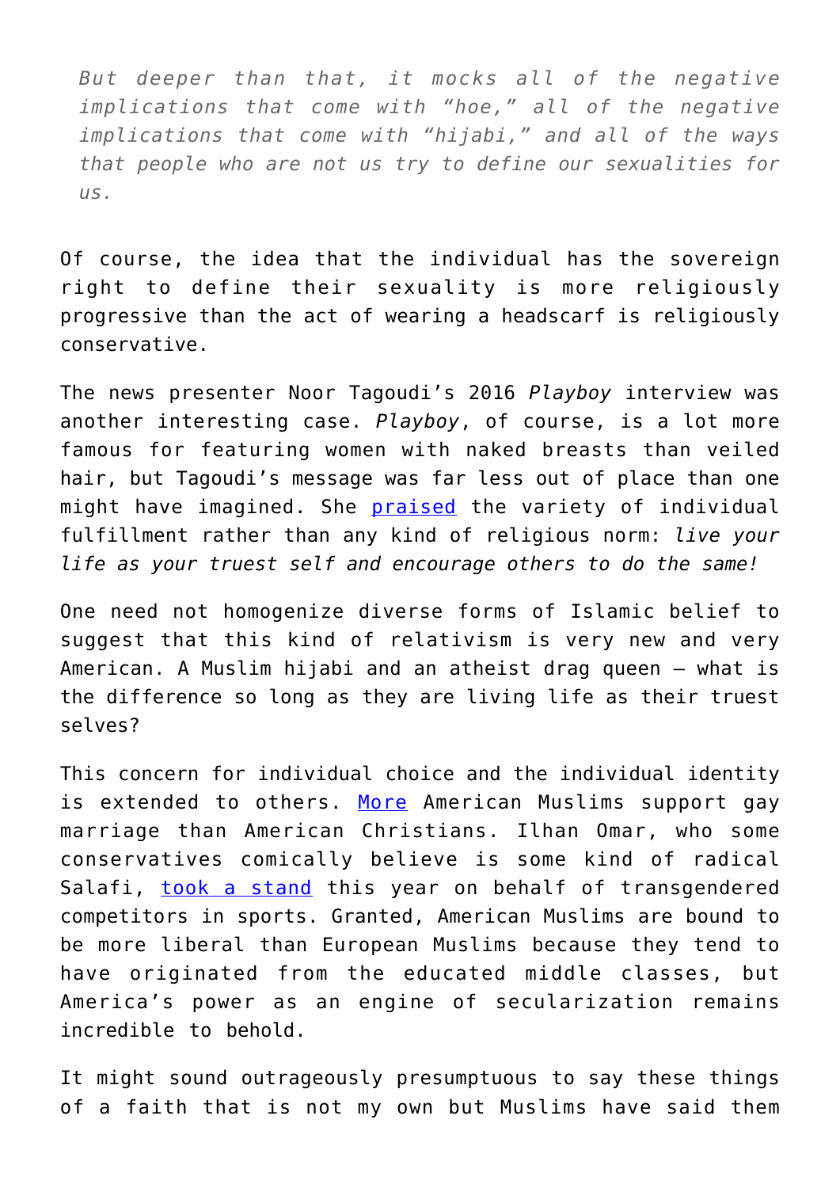> *But deeper than that, it mocks all of the negative implications that come with "hoe," all of the negative implications that come with "hijabi," and all of the ways that people who are not us try to define our sexualities for us.*

Of course, the idea that the individual has the sovereign right to define their sexuality is more religiously progressive than the act of wearing a headscarf is religiously conservative.

The news presenter Noor Tagoudi's 2016 *Playboy* interview was another interesting case. *Playboy*, of course, is a lot more famous for featuring women with naked breasts than veiled hair, but Tagoudi's message was far less out of place than one might have imagined. She praised the variety of individual fulfillment rather than any kind of religious norm: *live your life as your truest self and encourage others to do the same!*

One need not homogenize diverse forms of Islamic belief to suggest that this kind of relativism is very new and very American. A Muslim hijabi and an atheist drag queen — what is the difference so long as they are living life as their truest selves?

This concern for individual choice and the individual identity is extended to others. More American Muslims support gay marriage than American Christians. Ilhan Omar, who some conservatives comically believe is some kind of radical Salafi, took a stand this year on behalf of transgendered competitors in sports. Granted, American Muslims are bound to be more liberal than European Muslims because they tend to have originated from the educated middle classes, but America's power as an engine of secularization remains incredible to behold.

It might sound outrageously presumptuous to say these things of a faith that is not my own but Muslims have said them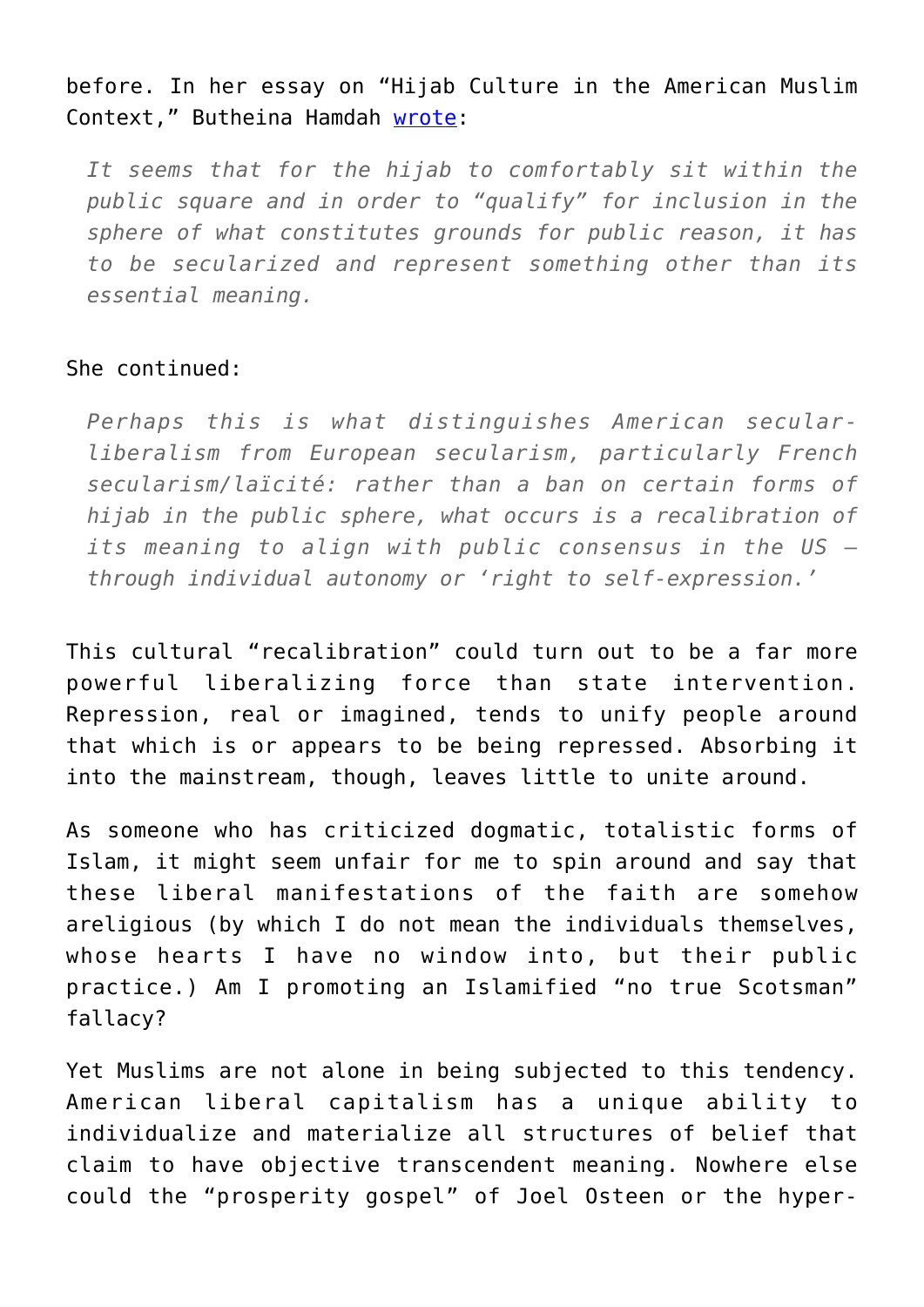before. In her essay on “Hijab Culture in the American Muslim Context,” Butheina Hamdah [wrote](#):

> *It seems that for the hijab to comfortably sit within the public square and in order to “qualify” for inclusion in the sphere of what constitutes grounds for public reason, it has to be secularized and represent something other than its essential meaning.*

She continued:

> *Perhaps this is what distinguishes American secular-liberalism from European secularism, particularly French secularism/laïcité: rather than a ban on certain forms of hijab in the public sphere, what occurs is a recalibration of its meaning to align with public consensus in the US – through individual autonomy or ‘right to self-expression.’*

This cultural “recalibration” could turn out to be a far more powerful liberalizing force than state intervention. Repression, real or imagined, tends to unify people around that which is or appears to be being repressed. Absorbing it into the mainstream, though, leaves little to unite around.

As someone who has criticized dogmatic, totalistic forms of Islam, it might seem unfair for me to spin around and say that these liberal manifestations of the faith are somehow areligious (by which I do not mean the individuals themselves, whose hearts I have no window into, but their public practice.) Am I promoting an Islamified “no true Scotsman” fallacy?

Yet Muslims are not alone in being subjected to this tendency. American liberal capitalism has a unique ability to individualize and materialize all structures of belief that claim to have objective transcendent meaning. Nowhere else could the “prosperity gospel” of Joel Osteen or the hyper-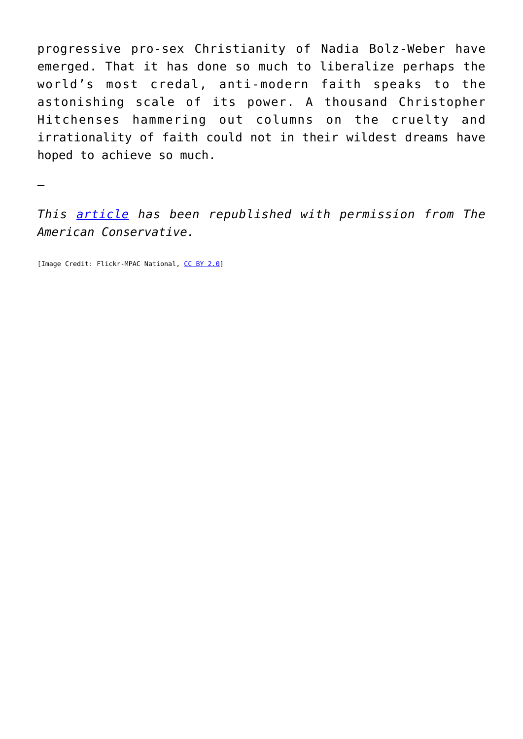progressive pro-sex Christianity of Nadia Bolz-Weber have emerged. That it has done so much to liberalize perhaps the world's most credal, anti-modern faith speaks to the astonishing scale of its power. A thousand Christopher Hitchenses hammering out columns on the cruelty and irrationality of faith could not in their wildest dreams have hoped to achieve so much.

—

*This article has been republished with permission from The American Conservative.*

[Image Credit: Flickr-MPAC National, CC BY 2.0]